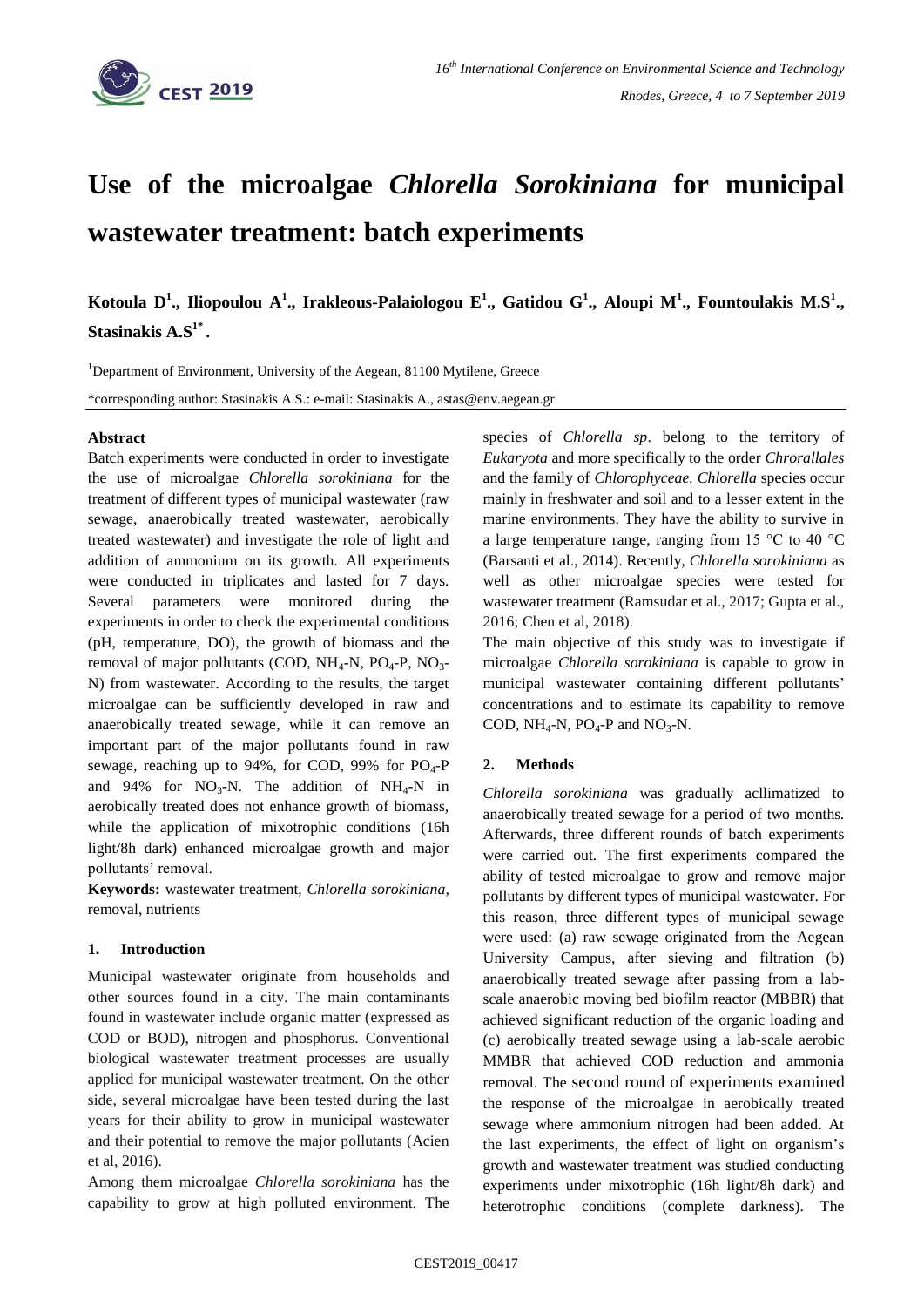# Use of the microalgae *Chlorella Sorokiniana* for municipal wastewater treatment: batch experiments

**Kotoula D[1]., Iliopoulou A[1]., Irakleous-Palaiologou E[1]., Gatidou G[1]., Aloupi M[1]., Fountoulakis M.S[1]., Stasinakis A.S[1*].**

[1]Department of Environment, University of the Aegean, 81100 Mytilene, Greece

*corresponding author: Stasinakis A.S.: e-mail: Stasinakis A., astas@env.aegean.gr

### Abstract

Batch experiments were conducted in order to investigate the use of microalgae *Chlorella sorokiniana* for the treatment of different types of municipal wastewater (raw sewage, anaerobically treated wastewater, aerobically treated wastewater) and investigate the role of light and addition of ammonium on its growth. All experiments were conducted in triplicates and lasted for 7 days. Several parameters were monitored during the experiments in order to check the experimental conditions (pH, temperature, DO), the growth of biomass and the removal of major pollutants (COD, $NH_4$-N, $PO_4$-P, $NO_3$-N) from wastewater. According to the results, the target microalgae can be sufficiently developed in raw and anaerobically treated sewage, while it can remove an important part of the major pollutants found in raw sewage, reaching up to 94%, for COD, 99% for $PO_4$-P and 94% for $NO_3$-N. The addition of $NH_4$-N in aerobically treated does not enhance growth of biomass, while the application of mixotrophic conditions (16h light/8h dark) enhanced microalgae growth and major pollutants' removal.

**Keywords:** wastewater treatment, *Chlorella sorokiniana*, removal, nutrients

## 1. Introduction

Municipal wastewater originate from households and other sources found in a city. The main contaminants found in wastewater include organic matter (expressed as COD or BOD), nitrogen and phosphorus. Conventional biological wastewater treatment processes are usually applied for municipal wastewater treatment. On the other side, several microalgae have been tested during the last years for their ability to grow in municipal wastewater and their potential to remove the major pollutants (Acien et al, 2016).

Among them microalgae *Chlorella sorokiniana* has the capability to grow at high polluted environment. The species of *Chlorella sp*. belong to the territory of *Eukaryota* and more specifically to the order *Chrorallales* and the family of *Chlorophyceae*. *Chlorella* species occur mainly in freshwater and soil and to a lesser extent in the marine environments. They have the ability to survive in a large temperature range, ranging from 15 °C to 40 °C (Barsanti et al., 2014). Recently, *Chlorella sorokiniana* as well as other microalgae species were tested for wastewater treatment (Ramsudar et al., 2017; Gupta et al., 2016; Chen et al, 2018).

The main objective of this study was to investigate if microalgae *Chlorella sorokiniana* is capable to grow in municipal wastewater containing different pollutants' concentrations and to estimate its capability to remove COD, $NH_4$-N, $PO_4$-P and $NO_3$-N.

## 2. Methods

*Chlorella sorokiniana* was gradually acllimatized to anaerobically treated sewage for a period of two months. Afterwards, three different rounds of batch experiments were carried out. The first experiments compared the ability of tested microalgae to grow and remove major pollutants by different types of municipal wastewater. For this reason, three different types of municipal sewage were used: (a) raw sewage originated from the Aegean University Campus, after sieving and filtration (b) anaerobically treated sewage after passing from a lab-scale anaerobic moving bed biofilm reactor (MBBR) that achieved significant reduction of the organic loading and (c) aerobically treated sewage using a lab-scale aerobic MMBR that achieved COD reduction and ammonia removal. The second round of experiments examined the response of the microalgae in aerobically treated sewage where ammonium nitrogen had been added. At the last experiments, the effect of light on organism's growth and wastewater treatment was studied conducting experiments under mixotrophic (16h light/8h dark) and heterotrophic conditions (complete darkness). The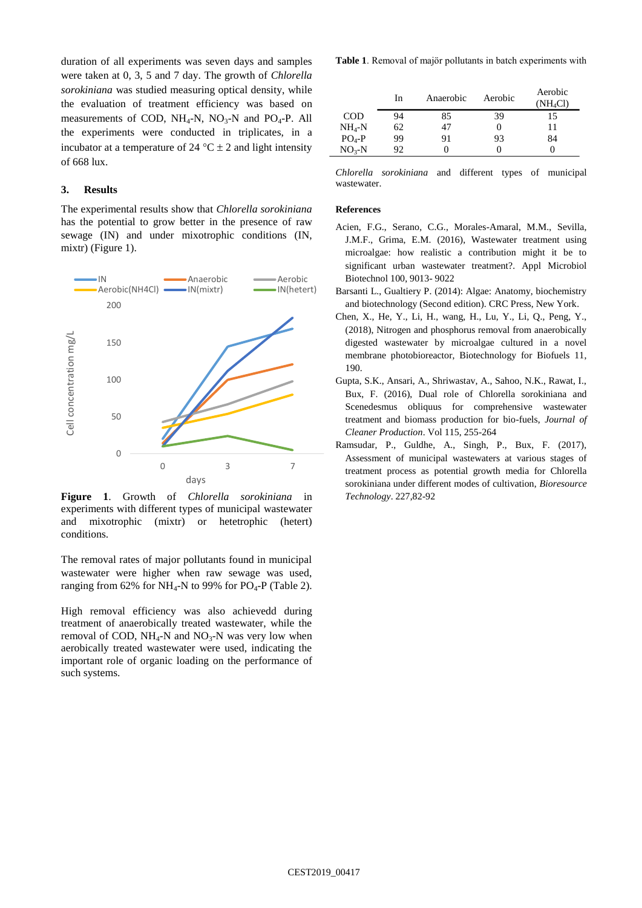duration of all experiments was seven days and samples were taken at 0, 3, 5 and 7 day. The growth of *Chlorella sorokiniana* was studied measuring optical density, while the evaluation of treatment efficiency was based on measurements of COD, $NH_4$-N, $NO_3$-N and $PO_4$-P. All the experiments were conducted in triplicates, in a incubator at a temperature of 24 °C ± 2 and light intensity of 668 lux.

## 3. Results

The experimental results show that *Chlorella sorokiniana* has the potential to grow better in the presence of raw sewage (IN) and under mixotrophic conditions (IN, mixtr) (Figure 1).

IN
Anaerobic
Aerobic
Aerobic(NH4Cl)
IN(mixtr)
IN(hetert)
200
150
100
50
0
Cell concentration mg/L
0
3
7
days

**Figure 1**. Growth of *Chlorella sorokiniana* in experiments with different types of municipal wastewater and mixotrophic (mixtr) or hetetrophic (hetert) conditions.

The removal rates of major pollutants found in municipal wastewater were higher when raw sewage was used, ranging from 62% for $NH_4$-N to 99% for $PO_4$-P (Table 2).

High removal efficiency was also achievedd during treatment of anaerobically treated wastewater, while the removal of COD, $NH_4$-N and $NO_3$-N was very low when aerobically treated wastewater were used, indicating the important role of organic loading on the performance of such systems.

**Table 1**. Removal of majör pollutants in batch experiments with *Chlorella sorokiniana* and different types of municipal wastewater.

| | In | Anaerobic | Aerobic | Aerobic ($NH_4Cl$) |
|---|---|---|---|---|
| COD | 94 | 85 | 39 | 15 |
| $NH_4$-N | 62 | 47 | 0 | 11 |
| $PO_4$-P | 99 | 91 | 93 | 84 |
| $NO_3$-N | 92 | 0 | 0 | 0 |

## References

Acien, F.G., Serano, C.G., Morales-Amaral, M.M., Sevilla, J.M.F., Grima, E.M. (2016), Wastewater treatment using microalgae: how realistic a contribution might it be to significant urban wastewater treatment?. Appl Microbiol Biotechnol 100, 9013- 9022

Barsanti L., Gualtiery P. (2014): Algae: Anatomy, biochemistry and biotechnology (Second edition). CRC Press, New York.

Chen, X., He, Y., Li, H., wang, H., Lu, Y., Li, Q., Peng, Y., (2018), Nitrogen and phosphorus removal from anaerobically digested wastewater by microalgae cultured in a novel membrane photobioreactor, Biotechnology for Biofuels 11, 190.

Gupta, S.K., Ansari, A., Shriwastav, A., Sahoo, N.K., Rawat, I., Bux, F. (2016), Dual role of Chlorella sorokiniana and Scenedesmus obliquus for comprehensive wastewater treatment and biomass production for bio-fuels, *Journal of Cleaner Production*. Vol 115, 255-264

Ramsudar, P., Guldhe, A., Singh, P., Bux, F. (2017), Assessment of municipal wastewaters at various stages of treatment process as potential growth media for Chlorella sorokiniana under different modes of cultivation, *Bioresource Technology*. 227,82-92